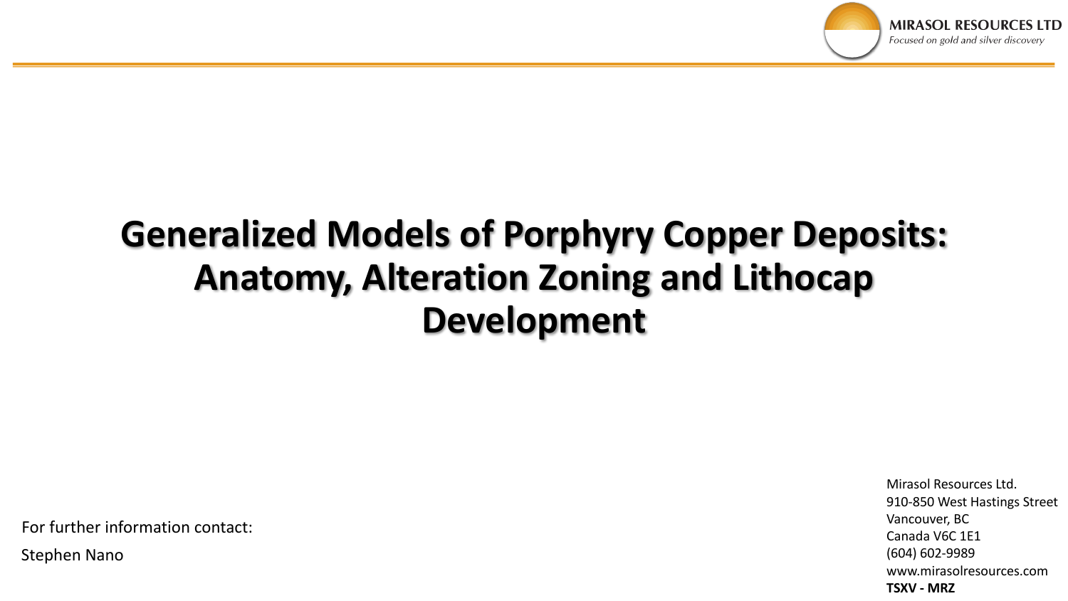**MIRASOL RESOURCES LTD**
*Focused on gold and silver discovery*

# Generalized Models of Porphyry Copper Deposits: Anatomy, Alteration Zoning and Lithocap Development

For further information contact:

Stephen Nano

Mirasol Resources Ltd.
910-850 West Hastings Street
Vancouver, BC
Canada V6C 1E1
(604) 602-9989
www.mirasolresources.com
**TSXV - MRZ**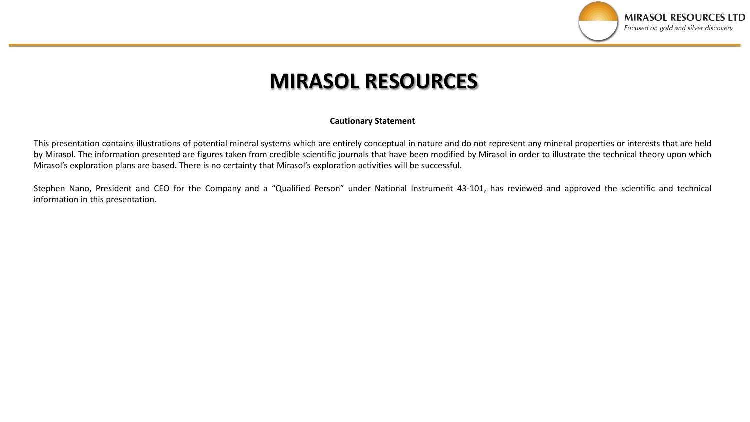# MIRASOL RESOURCES

**Cautionary Statement**

This presentation contains illustrations of potential mineral systems which are entirely conceptual in nature and do not represent any mineral properties or interests that are held by Mirasol. The information presented are figures taken from credible scientific journals that have been modified by Mirasol in order to illustrate the technical theory upon which Mirasol's exploration plans are based. There is no certainty that Mirasol's exploration activities will be successful.

Stephen Nano, President and CEO for the Company and a "Qualified Person" under National Instrument 43-101, has reviewed and approved the scientific and technical information in this presentation.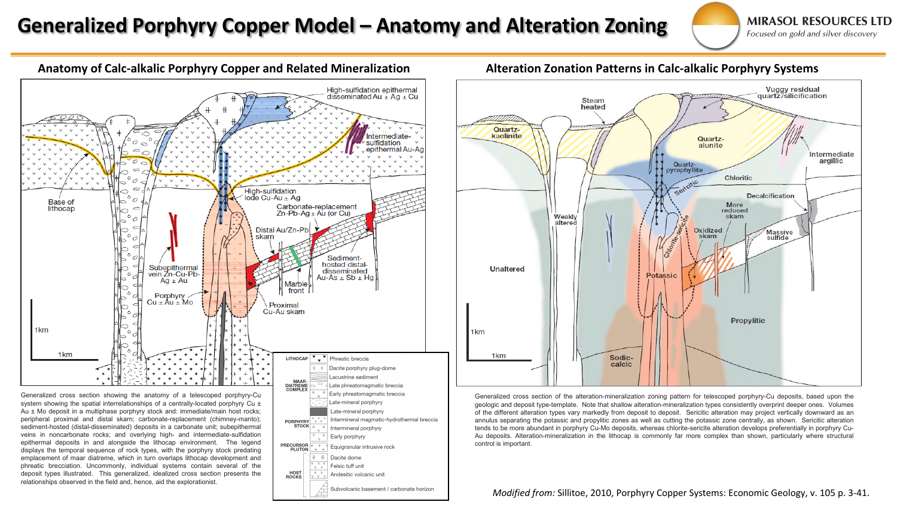# Generalized Porphyry Copper Model – Anatomy and Alteration Zoning

MIRASOL RESOURCES LTD
*Focused on gold and silver discovery*

## Anatomy of Calc-alkalic Porphyry Copper and Related Mineralization

Generalized cross section showing the anatomy of a telescoped porphyry-Cu system showing the spatial interrelationships of a centrally-located porphyry Cu ± Au ± Mo deposit in a multiphase porphyry stock and: immediate/main host rocks; peripheral proximal and distal skarn; carbonate-replacement (chimney-manto); sediment-hosted (distal-disseminated) deposits in a carbonate unit; subepithermal veins in noncarbonate rocks; and overlying high- and intermediate-sulfidation epithermal deposits in and alongside the lithocap environment. The legend displays the temporal sequence of rock types, with the porphyry stock predating emplacement of maar diatreme, which in turn overlaps lithocap development and phreatic brecciation. Uncommonly, individual systems contain several of the deposit types illustrated. This generalized, idealized cross section presents the relationships observed in the field and, hence, aid the explorationist.

## Alteration Zonation Patterns in Calc-alkalic Porphyry Systems

Generalized cross section of the alteration-mineralization zoning pattern for telescoped porphyry-Cu deposits, based upon the geologic and deposit type-template. Note that shallow alteration-mineralization types consistently overprint deeper ones. Volumes of the different alteration types vary markedly from deposit to deposit. Sericitic alteration may project vertically downward as an annulus separating the potassic and propylitic zones as well as cutting the potassic zone centrally, as shown. Sericitic alteration tends to be more abundant in porphyry Cu-Mo deposits, whereas chlorite-sericite alteration develops preferentially in porphyry Cu-Au deposits. Alteration-mineralization in the lithocap is commonly far more complex than shown, particularly where structural control is important.

*Modified from:* Sillitoe, 2010, Porphyry Copper Systems: Economic Geology, v. 105 p. 3-41.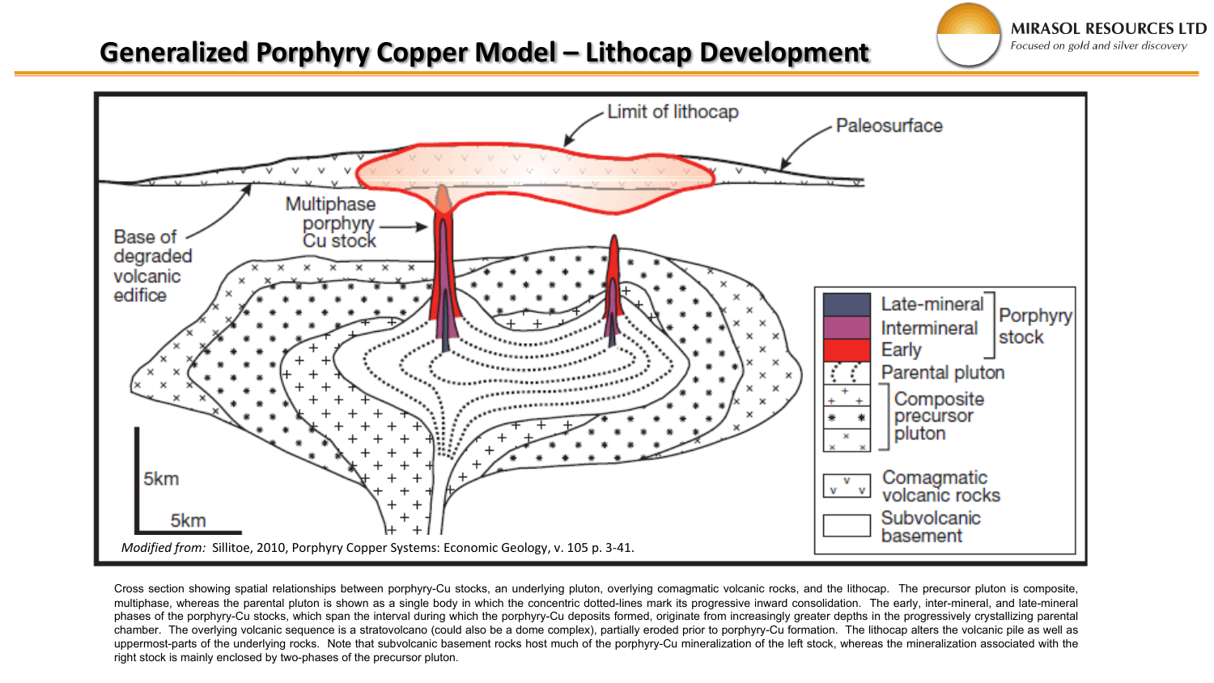# Generalized Porphyry Copper Model – Lithocap Development

MIRASOL RESOURCES LTD
*Focused on gold and silver discovery*

Limit of lithocap

Paleosurface

Base of degraded volcanic edifice

Multiphase porphyry Cu stock

5km

5km

Late-mineral
Intermineral
Early
Porphyry stock

Parental pluton

Composite precursor pluton

Comagmatic volcanic rocks

Subvolcanic basement

*Modified from:* Sillitoe, 2010, Porphyry Copper Systems: Economic Geology, v. 105 p. 3-41.

Cross section showing spatial relationships between porphyry-Cu stocks, an underlying pluton, overlying comagmatic volcanic rocks, and the lithocap. The precursor pluton is composite, multiphase, whereas the parental pluton is shown as a single body in which the concentric dotted-lines mark its progressive inward consolidation. The early, inter-mineral, and late-mineral phases of the porphyry-Cu stocks, which span the interval during which the porphyry-Cu deposits formed, originate from increasingly greater depths in the progressively crystallizing parental chamber. The overlying volcanic sequence is a stratovolcano (could also be a dome complex), partially eroded prior to porphyry-Cu formation. The lithocap alters the volcanic pile as well as uppermost-parts of the underlying rocks. Note that subvolcanic basement rocks host much of the porphyry-Cu mineralization of the left stock, whereas the mineralization associated with the right stock is mainly enclosed by two-phases of the precursor pluton.